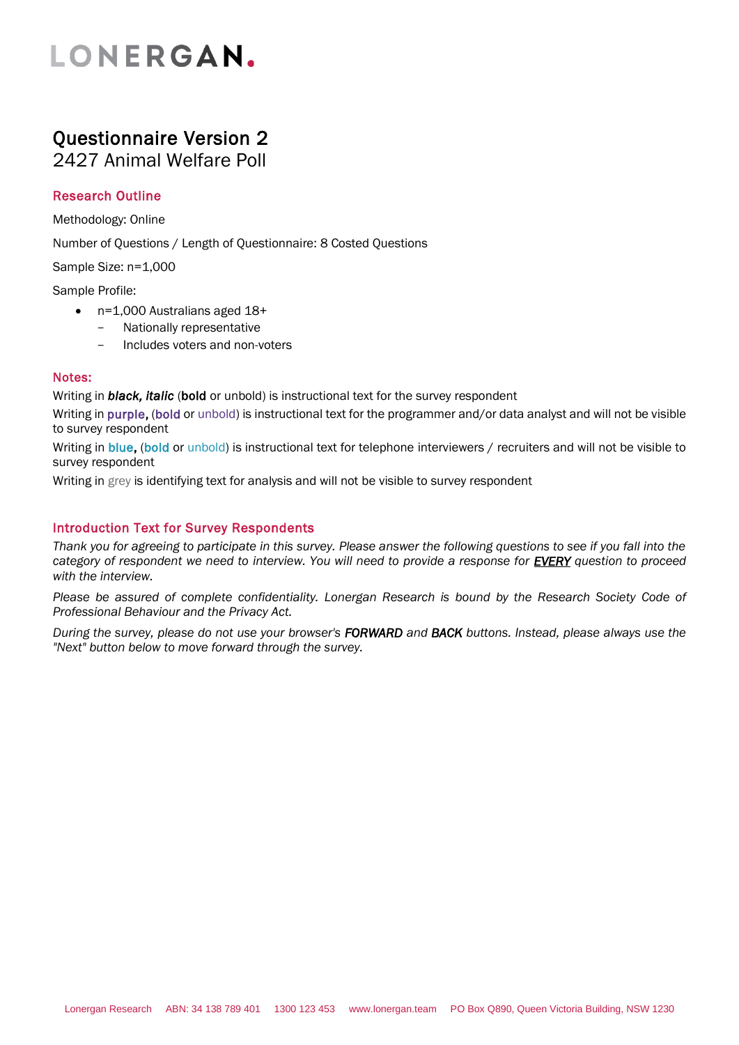# LONERGAN.

# Questionnaire Version 2

## 2427 Animal Welfare Poll

### Research Outline

Methodology: Online

Number of Questions / Length of Questionnaire: 8 Costed Questions

Sample Size: n=1,000

Sample Profile:

- n=1,000 Australians aged 18+
  - Nationally representative
  - Includes voters and non-voters

### Notes:

Writing in ***black, italic*** (**bold** or unbold) is instructional text for the survey respondent

Writing in **purple**, (**bold** or unbold) is instructional text for the programmer and/or data analyst and will not be visible to survey respondent

Writing in **blue**, (**bold** or unbold) is instructional text for telephone interviewers / recruiters and will not be visible to survey respondent

Writing in grey is identifying text for analysis and will not be visible to survey respondent

### Introduction Text for Survey Respondents

*Thank you for agreeing to participate in this survey. Please answer the following questions to see if you fall into the category of respondent we need to interview. You will need to provide a response for* ***EVERY*** *question to proceed with the interview.*

*Please be assured of complete confidentiality. Lonergan Research is bound by the Research Society Code of Professional Behaviour and the Privacy Act.*

*During the survey, please do not use your browser's* ***FORWARD*** *and* ***BACK*** *buttons. Instead, please always use the "Next" button below to move forward through the survey.*

Lonergan Research ABN: 34 138 789 401 1300 123 453 www.lonergan.team PO Box Q890, Queen Victoria Building, NSW 1230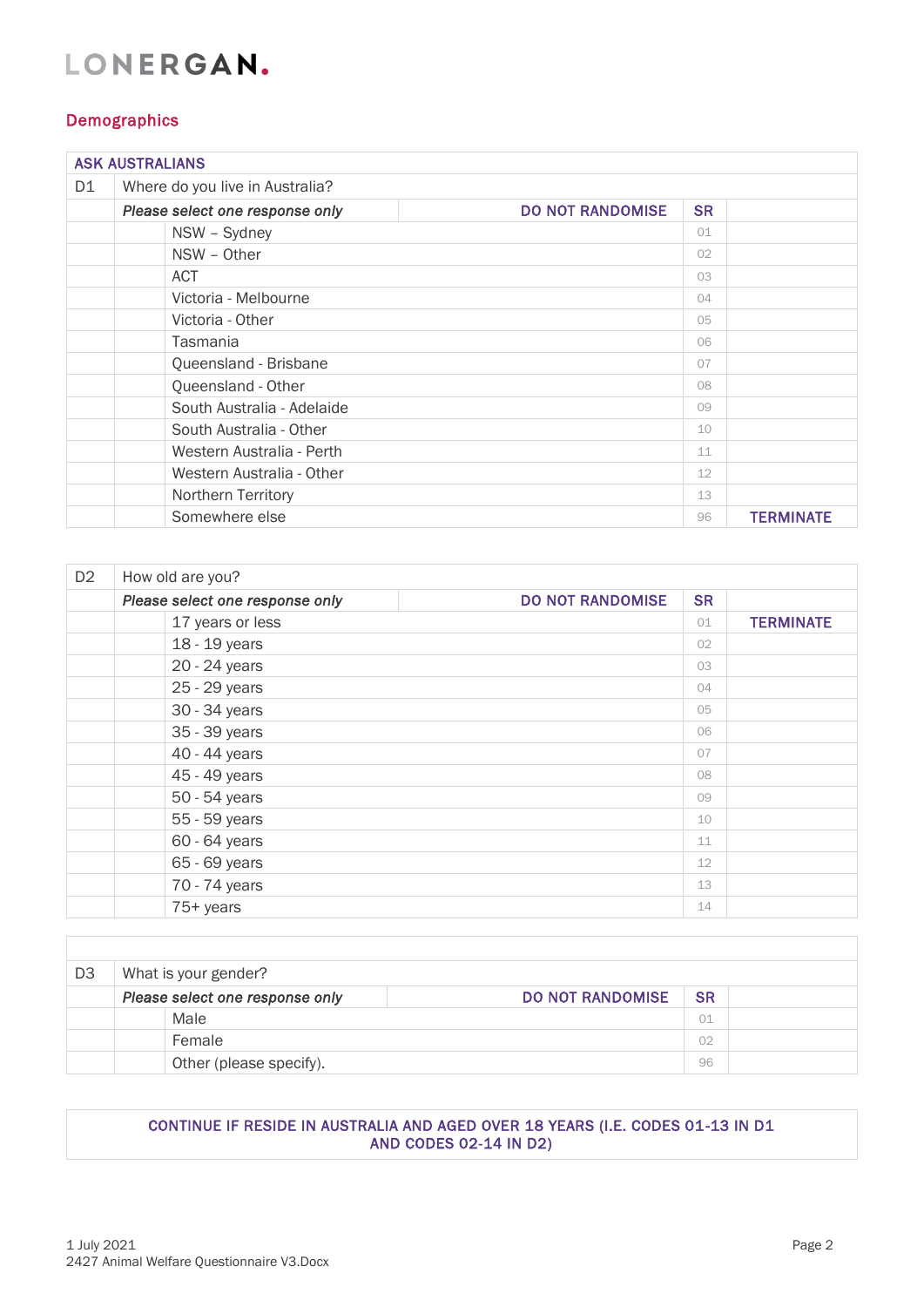## Demographics

| ASK AUSTRALIANS | | | | |
|---|---|---|---|---|
| D1 | Where do you live in Australia? | | | |
| | *Please select one response only* | DO NOT RANDOMISE | SR | |
| | NSW – Sydney | | 01 | |
| | NSW – Other | | 02 | |
| | ACT | | 03 | |
| | Victoria - Melbourne | | 04 | |
| | Victoria - Other | | 05 | |
| | Tasmania | | 06 | |
| | Queensland - Brisbane | | 07 | |
| | Queensland - Other | | 08 | |
| | South Australia - Adelaide | | 09 | |
| | South Australia - Other | | 10 | |
| | Western Australia - Perth | | 11 | |
| | Western Australia - Other | | 12 | |
| | Northern Territory | | 13 | |
| | Somewhere else | | 96 | TERMINATE |

| D2 | How old are you? | | | |
|---|---|---|---|---|
| | *Please select one response only* | DO NOT RANDOMISE | SR | |
| | 17 years or less | | 01 | TERMINATE |
| | 18 - 19 years | | 02 | |
| | 20 - 24 years | | 03 | |
| | 25 - 29 years | | 04 | |
| | 30 - 34 years | | 05 | |
| | 35 - 39 years | | 06 | |
| | 40 - 44 years | | 07 | |
| | 45 - 49 years | | 08 | |
| | 50 - 54 years | | 09 | |
| | 55 - 59 years | | 10 | |
| | 60 - 64 years | | 11 | |
| | 65 - 69 years | | 12 | |
| | 70 - 74 years | | 13 | |
| | 75+ years | | 14 | |

| D3 | What is your gender? | | | |
|---|---|---|---|---|
| | *Please select one response only* | DO NOT RANDOMISE | SR | |
| | Male | | 01 | |
| | Female | | 02 | |
| | Other (please specify). | | 96 | |

CONTINUE IF RESIDE IN AUSTRALIA AND AGED OVER 18 YEARS (I.E. CODES 01-13 IN D1 AND CODES 02-14 IN D2)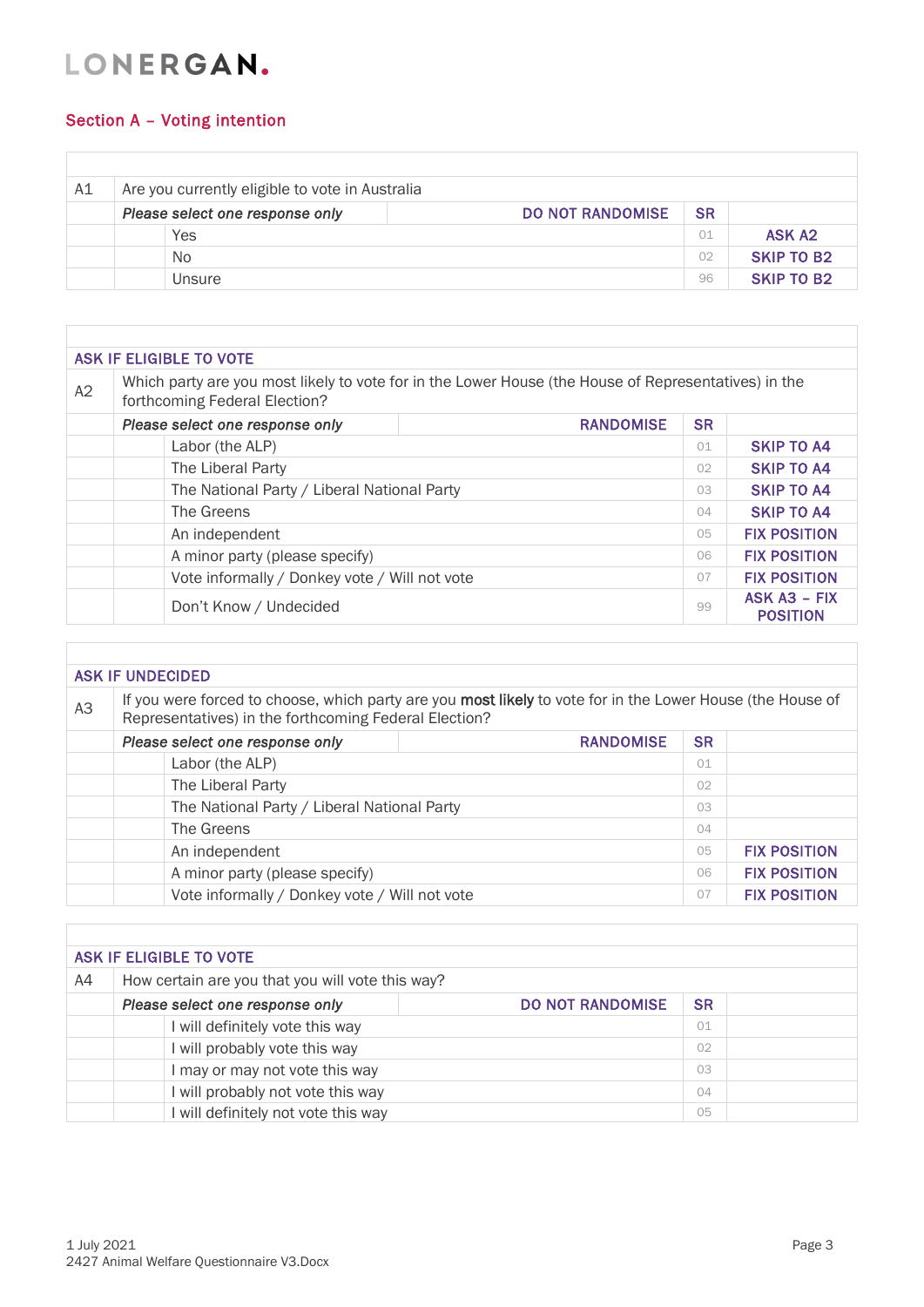## Section A – Voting intention

| | | | | |
|---|---|---|---|---|
| A1 | Are you currently eligible to vote in Australia | | | |
| | *Please select one response only* | DO NOT RANDOMISE | SR | |
| | Yes | | 01 | ASK A2 |
| | No | | 02 | SKIP TO B2 |
| | Unsure | | 96 | SKIP TO B2 |

| | | | | |
|---|---|---|---|---|
| ASK IF ELIGIBLE TO VOTE | | | | |
| A2 | Which party are you most likely to vote for in the Lower House (the House of Representatives) in the forthcoming Federal Election? | | | |
| | *Please select one response only* | RANDOMISE | SR | |
| | Labor (the ALP) | | 01 | SKIP TO A4 |
| | The Liberal Party | | 02 | SKIP TO A4 |
| | The National Party / Liberal National Party | | 03 | SKIP TO A4 |
| | The Greens | | 04 | SKIP TO A4 |
| | An independent | | 05 | FIX POSITION |
| | A minor party (please specify) | | 06 | FIX POSITION |
| | Vote informally / Donkey vote / Will not vote | | 07 | FIX POSITION |
| | Don't Know / Undecided | | 99 | ASK A3 – FIX POSITION |

| | | | | |
|---|---|---|---|---|
| ASK IF UNDECIDED | | | | |
| A3 | If you were forced to choose, which party are you **most likely** to vote for in the Lower House (the House of Representatives) in the forthcoming Federal Election? | | | |
| | *Please select one response only* | RANDOMISE | SR | |
| | Labor (the ALP) | | 01 | |
| | The Liberal Party | | 02 | |
| | The National Party / Liberal National Party | | 03 | |
| | The Greens | | 04 | |
| | An independent | | 05 | FIX POSITION |
| | A minor party (please specify) | | 06 | FIX POSITION |
| | Vote informally / Donkey vote / Will not vote | | 07 | FIX POSITION |

| | | | | |
|---|---|---|---|---|
| ASK IF ELIGIBLE TO VOTE | | | | |
| A4 | How certain are you that you will vote this way? | | | |
| | *Please select one response only* | DO NOT RANDOMISE | SR | |
| | I will definitely vote this way | | 01 | |
| | I will probably vote this way | | 02 | |
| | I may or may not vote this way | | 03 | |
| | I will probably not vote this way | | 04 | |
| | I will definitely not vote this way | | 05 | |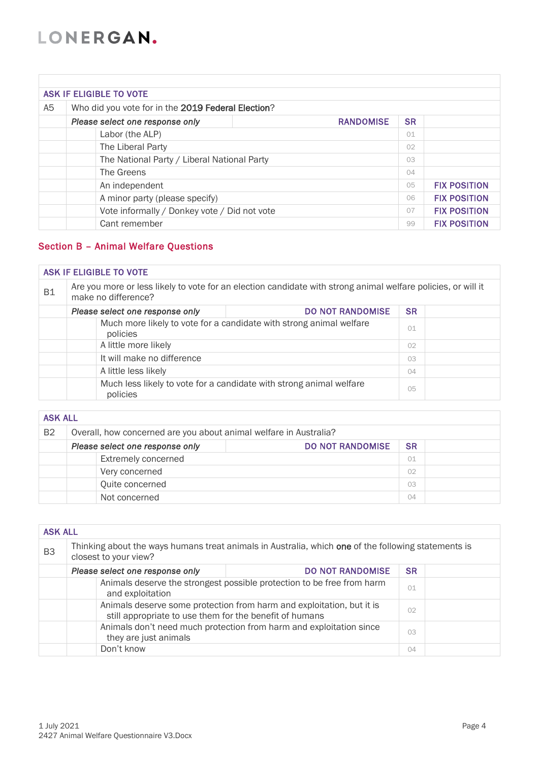| | | | | |
|---|---|---|---|---|
| **ASK IF ELIGIBLE TO VOTE** | | | | |
| A5 | Who did you vote for in the **2019 Federal Election**? | | | |
| | ***Please select one response only*** | **RANDOMISE** | **SR** | |
| | Labor (the ALP) | | 01 | |
| | The Liberal Party | | 02 | |
| | The National Party / Liberal National Party | | 03 | |
| | The Greens | | 04 | |
| | An independent | | 05 | **FIX POSITION** |
| | A minor party (please specify) | | 06 | **FIX POSITION** |
| | Vote informally / Donkey vote / Did not vote | | 07 | **FIX POSITION** |
| | Cant remember | | 99 | **FIX POSITION** |

## Section B – Animal Welfare Questions

| | | | | |
|---|---|---|---|---|
| **ASK IF ELIGIBLE TO VOTE** | | | | |
| B1 | Are you more or less likely to vote for an election candidate with strong animal welfare policies, or will it make no difference? | | | |
| | ***Please select one response only*** | **DO NOT RANDOMISE** | **SR** | |
| | Much more likely to vote for a candidate with strong animal welfare policies | | 01 | |
| | A little more likely | | 02 | |
| | It will make no difference | | 03 | |
| | A little less likely | | 04 | |
| | Much less likely to vote for a candidate with strong animal welfare policies | | 05 | |

| | | | | |
|---|---|---|---|---|
| **ASK ALL** | | | | |
| B2 | Overall, how concerned are you about animal welfare in Australia? | | | |
| | ***Please select one response only*** | **DO NOT RANDOMISE** | **SR** | |
| | Extremely concerned | | 01 | |
| | Very concerned | | 02 | |
| | Quite concerned | | 03 | |
| | Not concerned | | 04 | |

| | | | | |
|---|---|---|---|---|
| **ASK ALL** | | | | |
| B3 | Thinking about the ways humans treat animals in Australia, which **one** of the following statements is closest to your view? | | | |
| | ***Please select one response only*** | **DO NOT RANDOMISE** | **SR** | |
| | Animals deserve the strongest possible protection to be free from harm and exploitation | | 01 | |
| | Animals deserve some protection from harm and exploitation, but it is still appropriate to use them for the benefit of humans | | 02 | |
| | Animals don't need much protection from harm and exploitation since they are just animals | | 03 | |
| | Don't know | | 04 | |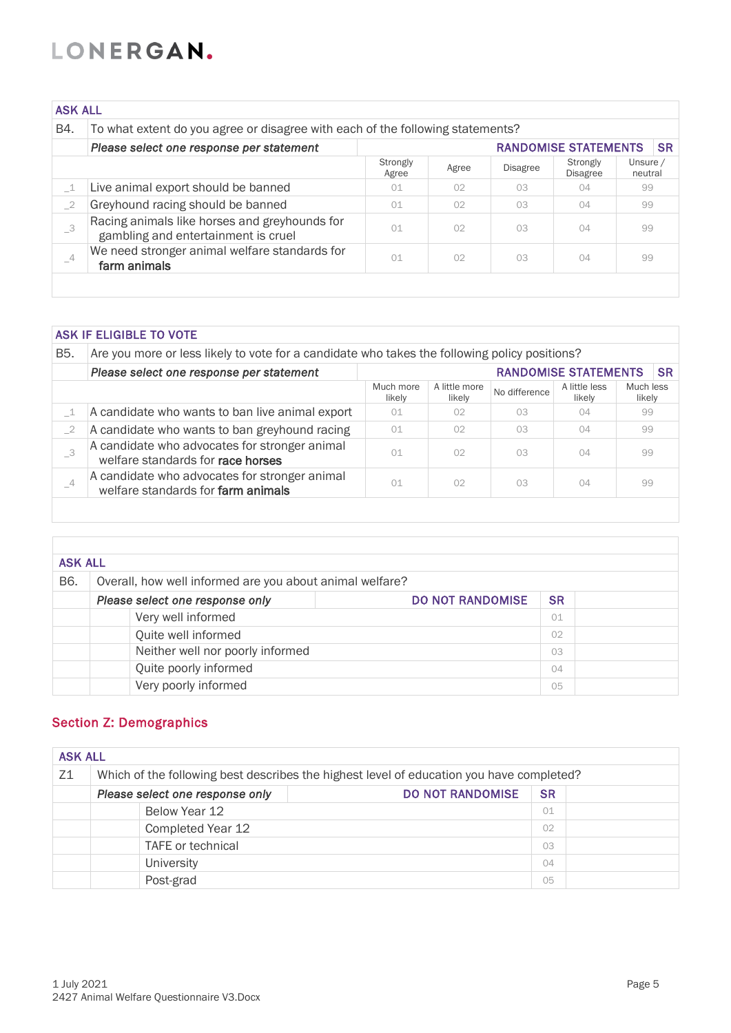| ASK ALL | | | | | | |
|---|---|---|---|---|---|---|
| B4. | To what extent do you agree or disagree with each of the following statements? | | | | | |
| | *Please select one response per statement* | **RANDOMISE STATEMENTS** | | | | **SR** |
| | | Strongly Agree | Agree | Disagree | Strongly Disagree | Unsure / neutral |
| _1 | Live animal export should be banned | 01 | 02 | 03 | 04 | 99 |
| _2 | Greyhound racing should be banned | 01 | 02 | 03 | 04 | 99 |
| _3 | Racing animals like horses and greyhounds for gambling and entertainment is cruel | 01 | 02 | 03 | 04 | 99 |
| _4 | We need stronger animal welfare standards for **farm animals** | 01 | 02 | 03 | 04 | 99 |

| ASK IF ELIGIBLE TO VOTE | | | | | | |
|---|---|---|---|---|---|---|
| B5. | Are you more or less likely to vote for a candidate who takes the following policy positions? | | | | | |
| | *Please select one response per statement* | **RANDOMISE STATEMENTS** | | | | **SR** |
| | | Much more likely | A little more likely | No difference | A little less likely | Much less likely |
| _1 | A candidate who wants to ban live animal export | 01 | 02 | 03 | 04 | 99 |
| _2 | A candidate who wants to ban greyhound racing | 01 | 02 | 03 | 04 | 99 |
| _3 | A candidate who advocates for stronger animal welfare standards for **race horses** | 01 | 02 | 03 | 04 | 99 |
| _4 | A candidate who advocates for stronger animal welfare standards for **farm animals** | 01 | 02 | 03 | 04 | 99 |

| ASK ALL | | | |
|---|---|---|---|
| B6. | Overall, how well informed are you about animal welfare? | | |
| | *Please select one response only* | **DO NOT RANDOMISE** | **SR** |
| | | Very well informed | 01 |
| | | Quite well informed | 02 |
| | | Neither well nor poorly informed | 03 |
| | | Quite poorly informed | 04 |
| | | Very poorly informed | 05 |

## Section Z: Demographics

| ASK ALL | | | |
|---|---|---|---|
| Z1 | Which of the following best describes the highest level of education you have completed? | | |
| | *Please select one response only* | **DO NOT RANDOMISE** | **SR** |
| | | Below Year 12 | 01 |
| | | Completed Year 12 | 02 |
| | | TAFE or technical | 03 |
| | | University | 04 |
| | | Post-grad | 05 |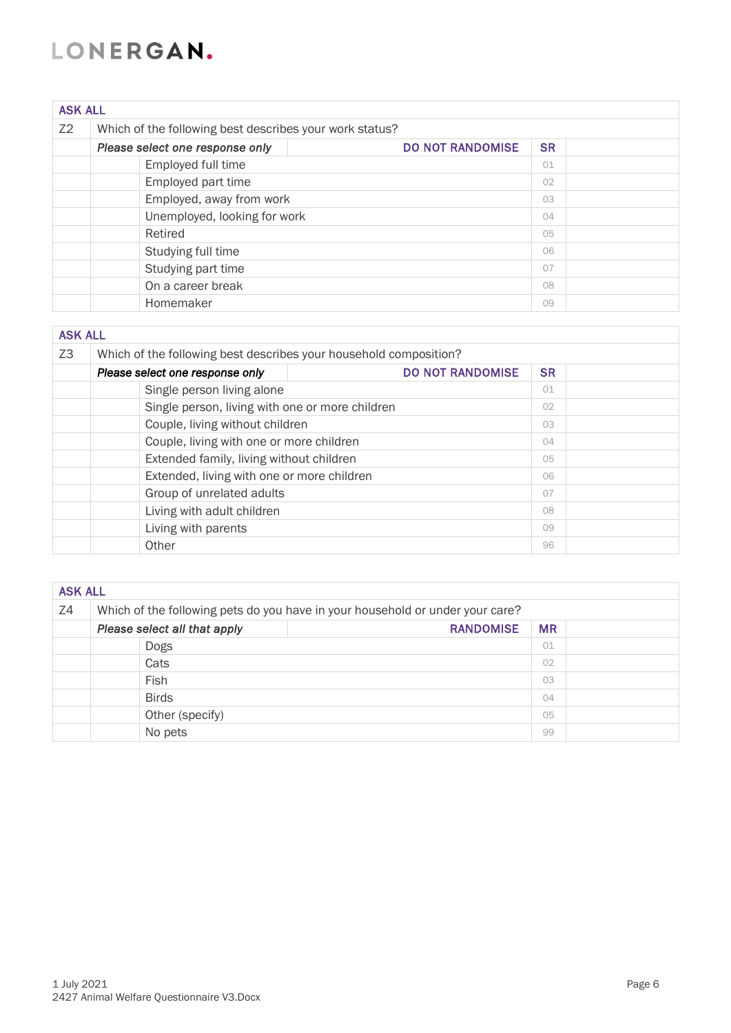| ASK ALL | | | |
|---|---|---|---|
| Z2 | Which of the following best describes your work status? | | |
| | *Please select one response only* | DO NOT RANDOMISE | SR |
| | | Employed full time | 01 |
| | | Employed part time | 02 |
| | | Employed, away from work | 03 |
| | | Unemployed, looking for work | 04 |
| | | Retired | 05 |
| | | Studying full time | 06 |
| | | Studying part time | 07 |
| | | On a career break | 08 |
| | | Homemaker | 09 |

| ASK ALL | | | |
|---|---|---|---|
| Z3 | Which of the following best describes your household composition? | | |
| | *Please select one response only* | DO NOT RANDOMISE | SR |
| | | Single person living alone | 01 |
| | | Single person, living with one or more children | 02 |
| | | Couple, living without children | 03 |
| | | Couple, living with one or more children | 04 |
| | | Extended family, living without children | 05 |
| | | Extended, living with one or more children | 06 |
| | | Group of unrelated adults | 07 |
| | | Living with adult children | 08 |
| | | Living with parents | 09 |
| | | Other | 96 |

| ASK ALL | | | |
|---|---|---|---|
| Z4 | Which of the following pets do you have in your household or under your care? | | |
| | *Please select all that apply* | RANDOMISE | MR |
| | | Dogs | 01 |
| | | Cats | 02 |
| | | Fish | 03 |
| | | Birds | 04 |
| | | Other (specify) | 05 |
| | | No pets | 99 |